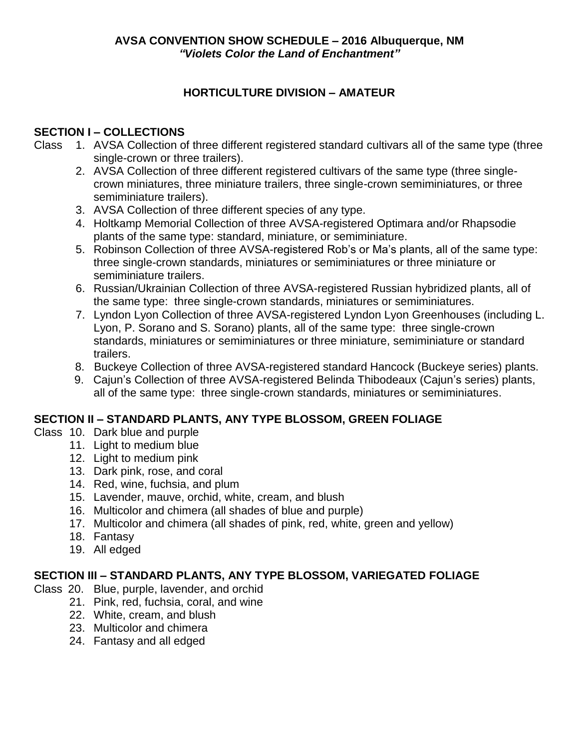**AVSA CONVENTION SHOW SCHEDULE – 2016 Albuquerque, NM**
***"Violets Color the Land of Enchantment"***

## HORTICULTURE DIVISION – AMATEUR

### SECTION I – COLLECTIONS

Class 1. AVSA Collection of three different registered standard cultivars all of the same type (three single-crown or three trailers).

2. AVSA Collection of three different registered cultivars of the same type (three single-crown miniatures, three miniature trailers, three single-crown semiminiatures, or three semiminiature trailers).
3. AVSA Collection of three different species of any type.
4. Holtkamp Memorial Collection of three AVSA-registered Optimara and/or Rhapsodie plants of the same type: standard, miniature, or semiminiature.
5. Robinson Collection of three AVSA-registered Rob's or Ma's plants, all of the same type: three single-crown standards, miniatures or semiminiatures or three miniature or semiminiature trailers.
6. Russian/Ukrainian Collection of three AVSA-registered Russian hybridized plants, all of the same type: three single-crown standards, miniatures or semiminiatures.
7. Lyndon Lyon Collection of three AVSA-registered Lyndon Lyon Greenhouses (including L. Lyon, P. Sorano and S. Sorano) plants, all of the same type: three single-crown standards, miniatures or semiminiatures or three miniature, semiminiature or standard trailers.
8. Buckeye Collection of three AVSA-registered standard Hancock (Buckeye series) plants.
9. Cajun's Collection of three AVSA-registered Belinda Thibodeaux (Cajun's series) plants, all of the same type: three single-crown standards, miniatures or semiminiatures.

### SECTION II – STANDARD PLANTS, ANY TYPE BLOSSOM, GREEN FOLIAGE

Class 10. Dark blue and purple

11. Light to medium blue
12. Light to medium pink
13. Dark pink, rose, and coral
14. Red, wine, fuchsia, and plum
15. Lavender, mauve, orchid, white, cream, and blush
16. Multicolor and chimera (all shades of blue and purple)
17. Multicolor and chimera (all shades of pink, red, white, green and yellow)
18. Fantasy
19. All edged

### SECTION III – STANDARD PLANTS, ANY TYPE BLOSSOM, VARIEGATED FOLIAGE

Class 20. Blue, purple, lavender, and orchid

21. Pink, red, fuchsia, coral, and wine
22. White, cream, and blush
23. Multicolor and chimera
24. Fantasy and all edged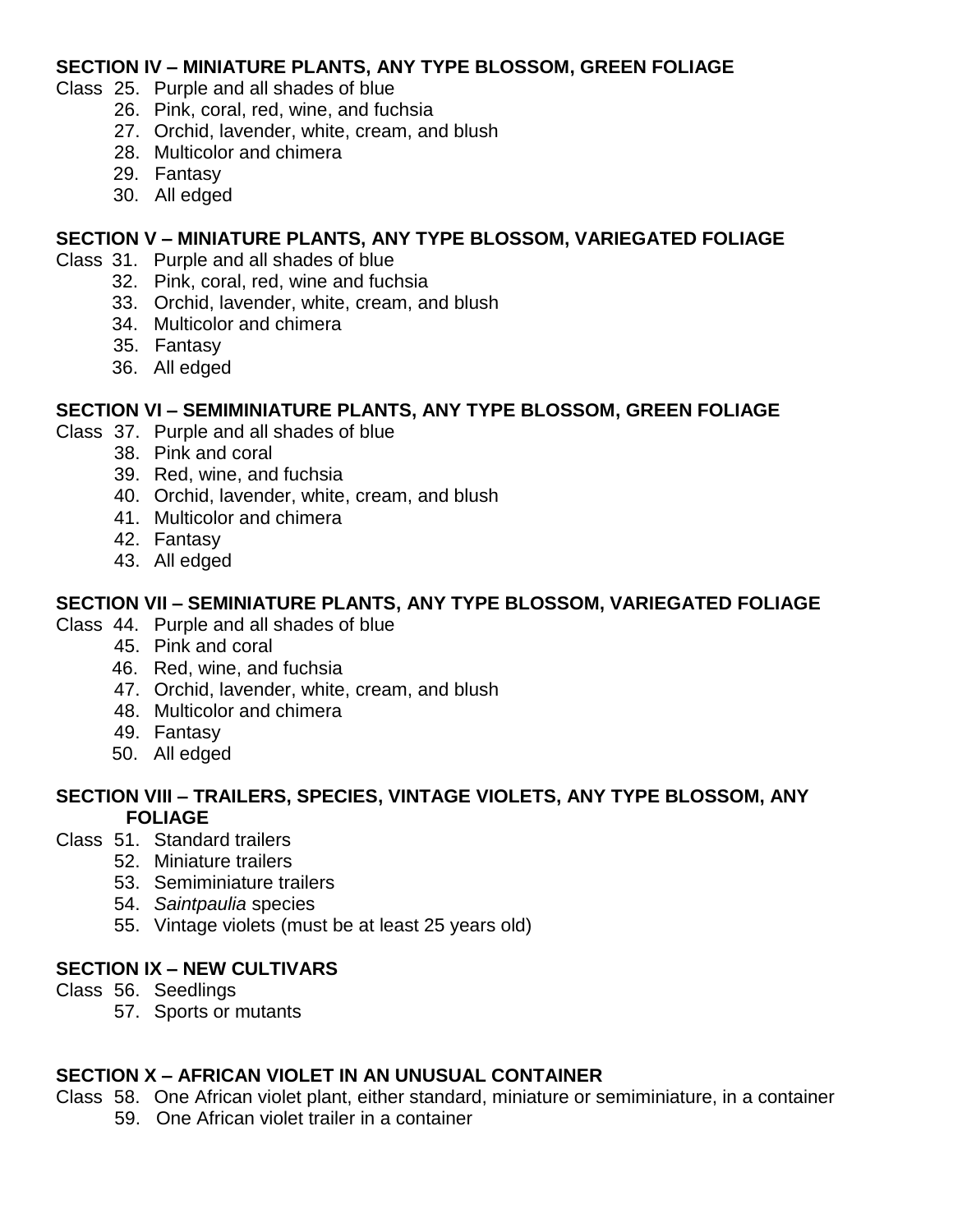**SECTION IV – MINIATURE PLANTS, ANY TYPE BLOSSOM, GREEN FOLIAGE**

Class 25. Purple and all shades of blue
26. Pink, coral, red, wine, and fuchsia
27. Orchid, lavender, white, cream, and blush
28. Multicolor and chimera
29. Fantasy
30. All edged

**SECTION V – MINIATURE PLANTS, ANY TYPE BLOSSOM, VARIEGATED FOLIAGE**

Class 31. Purple and all shades of blue
32. Pink, coral, red, wine and fuchsia
33. Orchid, lavender, white, cream, and blush
34. Multicolor and chimera
35. Fantasy
36. All edged

**SECTION VI – SEMIMINIATURE PLANTS, ANY TYPE BLOSSOM, GREEN FOLIAGE**

Class 37. Purple and all shades of blue
38. Pink and coral
39. Red, wine, and fuchsia
40. Orchid, lavender, white, cream, and blush
41. Multicolor and chimera
42. Fantasy
43. All edged

**SECTION VII – SEMINIATURE PLANTS, ANY TYPE BLOSSOM, VARIEGATED FOLIAGE**

Class 44. Purple and all shades of blue
45. Pink and coral
46. Red, wine, and fuchsia
47. Orchid, lavender, white, cream, and blush
48. Multicolor and chimera
49. Fantasy
50. All edged

**SECTION VIII – TRAILERS, SPECIES, VINTAGE VIOLETS, ANY TYPE BLOSSOM, ANY FOLIAGE**

Class 51. Standard trailers
52. Miniature trailers
53. Semiminiature trailers
54. *Saintpaulia* species
55. Vintage violets (must be at least 25 years old)

**SECTION IX – NEW CULTIVARS**

Class 56. Seedlings
57. Sports or mutants

**SECTION X – AFRICAN VIOLET IN AN UNUSUAL CONTAINER**

Class 58. One African violet plant, either standard, miniature or semiminiature, in a container
59. One African violet trailer in a container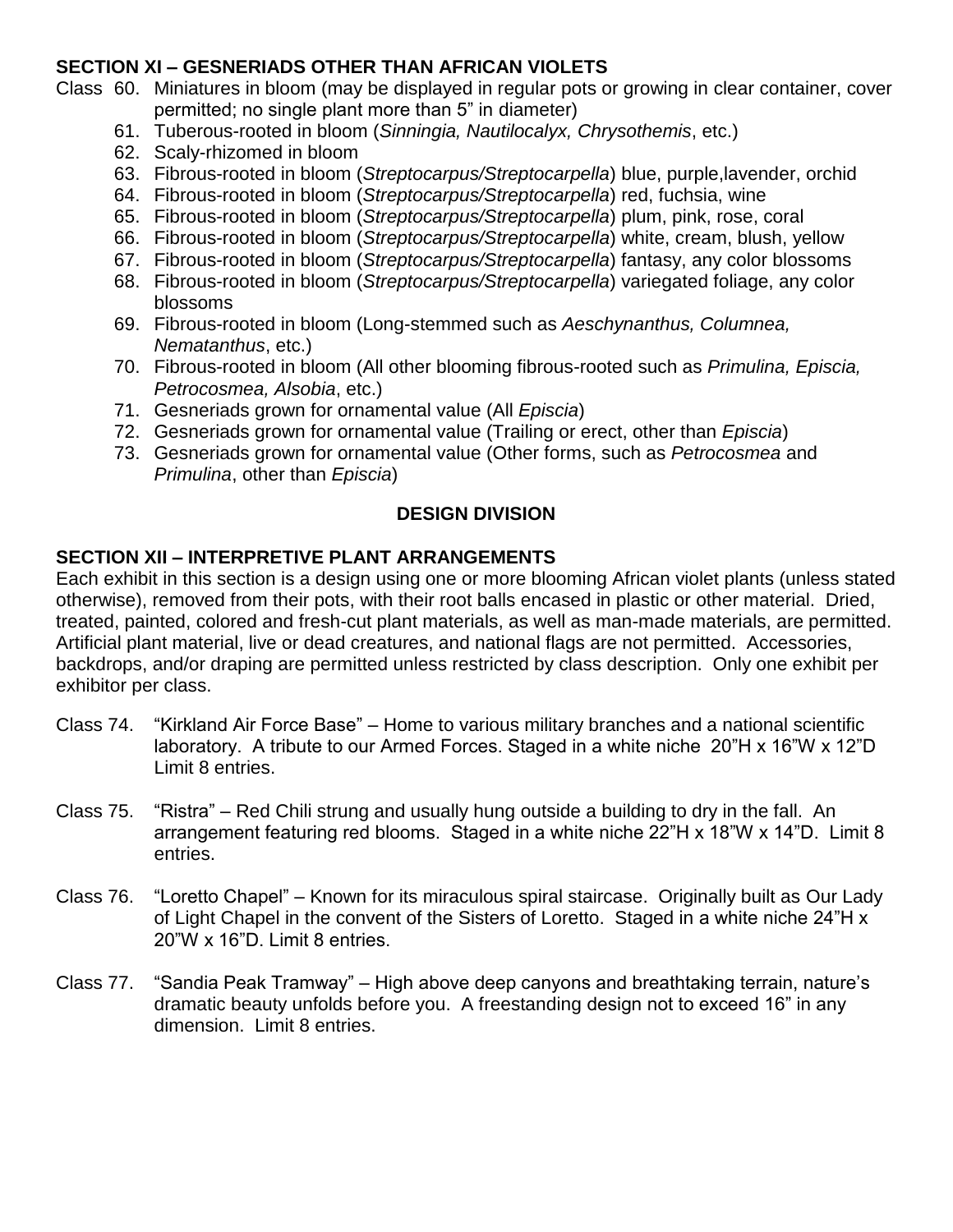**SECTION XI – GESNERIADS OTHER THAN AFRICAN VIOLETS**

Class 60. Miniatures in bloom (may be displayed in regular pots or growing in clear container, cover permitted; no single plant more than 5" in diameter)

61. Tuberous-rooted in bloom (*Sinningia, Nautilocalyx, Chrysothemis*, etc.)
62. Scaly-rhizomed in bloom
63. Fibrous-rooted in bloom (*Streptocarpus/Streptocarpella*) blue, purple,lavender, orchid
64. Fibrous-rooted in bloom (*Streptocarpus/Streptocarpella*) red, fuchsia, wine
65. Fibrous-rooted in bloom (*Streptocarpus/Streptocarpella*) plum, pink, rose, coral
66. Fibrous-rooted in bloom (*Streptocarpus/Streptocarpella*) white, cream, blush, yellow
67. Fibrous-rooted in bloom (*Streptocarpus/Streptocarpella*) fantasy, any color blossoms
68. Fibrous-rooted in bloom (*Streptocarpus/Streptocarpella*) variegated foliage, any color blossoms
69. Fibrous-rooted in bloom (Long-stemmed such as *Aeschynanthus, Columnea, Nematanthus*, etc.)
70. Fibrous-rooted in bloom (All other blooming fibrous-rooted such as *Primulina, Episcia, Petrocosmea, Alsobia*, etc.)
71. Gesneriads grown for ornamental value (All *Episcia*)
72. Gesneriads grown for ornamental value (Trailing or erect, other than *Episcia*)
73. Gesneriads grown for ornamental value (Other forms, such as *Petrocosmea* and *Primulina*, other than *Episcia*)

## DESIGN DIVISION

**SECTION XII – INTERPRETIVE PLANT ARRANGEMENTS**

Each exhibit in this section is a design using one or more blooming African violet plants (unless stated otherwise), removed from their pots, with their root balls encased in plastic or other material. Dried, treated, painted, colored and fresh-cut plant materials, as well as man-made materials, are permitted. Artificial plant material, live or dead creatures, and national flags are not permitted. Accessories, backdrops, and/or draping are permitted unless restricted by class description. Only one exhibit per exhibitor per class.

Class 74. "Kirkland Air Force Base" – Home to various military branches and a national scientific laboratory. A tribute to our Armed Forces. Staged in a white niche 20"H x 16"W x 12"D Limit 8 entries.

Class 75. "Ristra" – Red Chili strung and usually hung outside a building to dry in the fall. An arrangement featuring red blooms. Staged in a white niche 22"H x 18"W x 14"D. Limit 8 entries.

Class 76. "Loretto Chapel" – Known for its miraculous spiral staircase. Originally built as Our Lady of Light Chapel in the convent of the Sisters of Loretto. Staged in a white niche 24"H x 20"W x 16"D. Limit 8 entries.

Class 77. "Sandia Peak Tramway" – High above deep canyons and breathtaking terrain, nature's dramatic beauty unfolds before you. A freestanding design not to exceed 16" in any dimension. Limit 8 entries.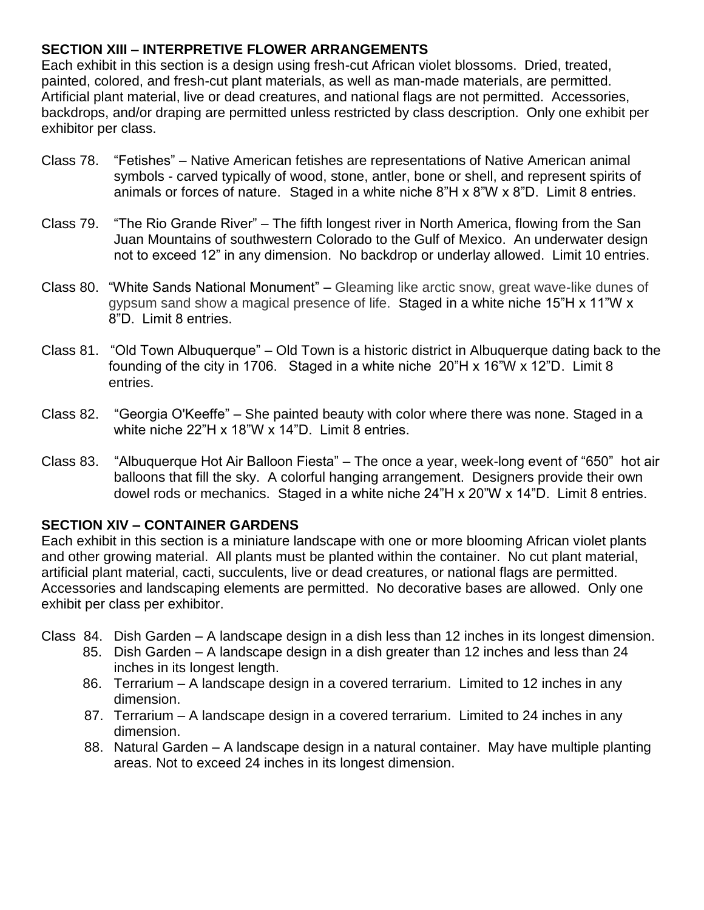**SECTION XIII – INTERPRETIVE FLOWER ARRANGEMENTS**

Each exhibit in this section is a design using fresh-cut African violet blossoms. Dried, treated, painted, colored, and fresh-cut plant materials, as well as man-made materials, are permitted. Artificial plant material, live or dead creatures, and national flags are not permitted. Accessories, backdrops, and/or draping are permitted unless restricted by class description. Only one exhibit per exhibitor per class.

Class 78. "Fetishes" – Native American fetishes are representations of Native American animal symbols - carved typically of wood, stone, antler, bone or shell, and represent spirits of animals or forces of nature. Staged in a white niche 8"H x 8"W x 8"D. Limit 8 entries.

Class 79. "The Rio Grande River" – The fifth longest river in North America, flowing from the San Juan Mountains of southwestern Colorado to the Gulf of Mexico. An underwater design not to exceed 12" in any dimension. No backdrop or underlay allowed. Limit 10 entries.

Class 80. "White Sands National Monument" – Gleaming like arctic snow, great wave-like dunes of gypsum sand show a magical presence of life. Staged in a white niche 15"H x 11"W x 8"D. Limit 8 entries.

Class 81. "Old Town Albuquerque" – Old Town is a historic district in Albuquerque dating back to the founding of the city in 1706. Staged in a white niche 20"H x 16"W x 12"D. Limit 8 entries.

Class 82. "Georgia O'Keeffe" – She painted beauty with color where there was none. Staged in a white niche 22"H x 18"W x 14"D. Limit 8 entries.

Class 83. "Albuquerque Hot Air Balloon Fiesta" – The once a year, week-long event of "650" hot air balloons that fill the sky. A colorful hanging arrangement. Designers provide their own dowel rods or mechanics. Staged in a white niche 24"H x 20"W x 14"D. Limit 8 entries.

**SECTION XIV – CONTAINER GARDENS**

Each exhibit in this section is a miniature landscape with one or more blooming African violet plants and other growing material. All plants must be planted within the container. No cut plant material, artificial plant material, cacti, succulents, live or dead creatures, or national flags are permitted. Accessories and landscaping elements are permitted. No decorative bases are allowed. Only one exhibit per class per exhibitor.

Class 84. Dish Garden – A landscape design in a dish less than 12 inches in its longest dimension.

85. Dish Garden – A landscape design in a dish greater than 12 inches and less than 24 inches in its longest length.

86. Terrarium – A landscape design in a covered terrarium. Limited to 12 inches in any dimension.

87. Terrarium – A landscape design in a covered terrarium. Limited to 24 inches in any dimension.

88. Natural Garden – A landscape design in a natural container. May have multiple planting areas. Not to exceed 24 inches in its longest dimension.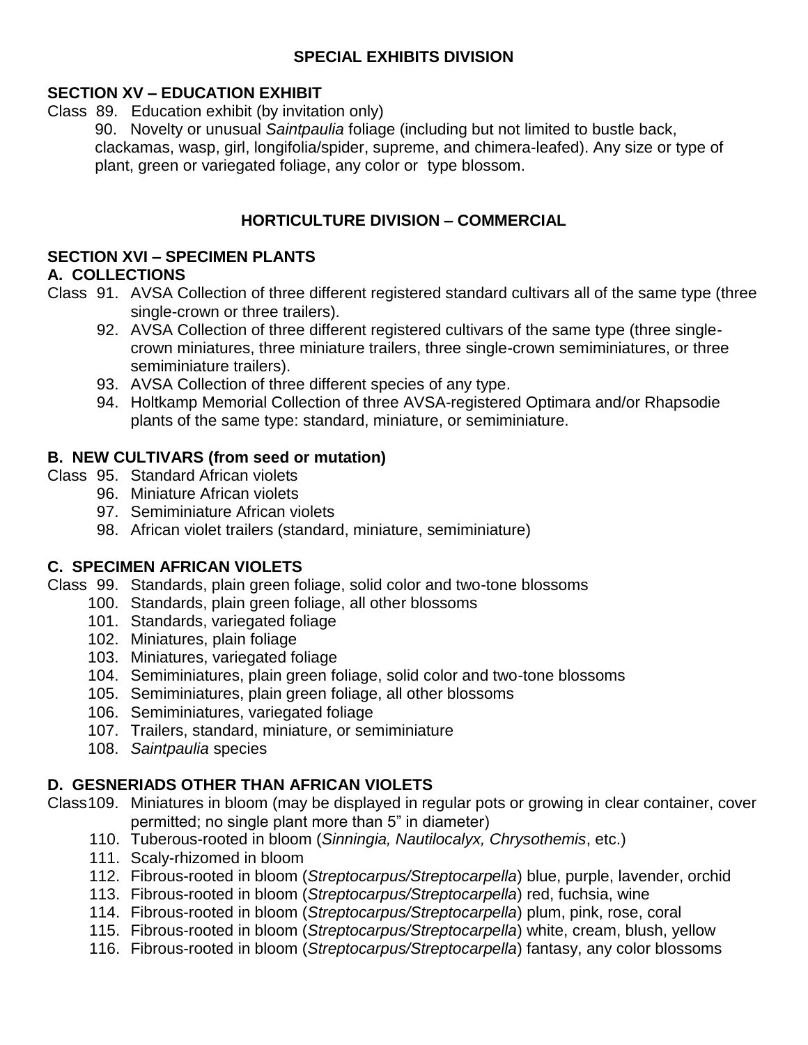## SPECIAL EXHIBITS DIVISION

### SECTION XV – EDUCATION EXHIBIT

Class 89. Education exhibit (by invitation only)

90. Novelty or unusual *Saintpaulia* foliage (including but not limited to bustle back, clackamas, wasp, girl, longifolia/spider, supreme, and chimera-leafed). Any size or type of plant, green or variegated foliage, any color or type blossom.

## HORTICULTURE DIVISION – COMMERCIAL

### SECTION XVI – SPECIMEN PLANTS

#### A. COLLECTIONS

Class 91. AVSA Collection of three different registered standard cultivars all of the same type (three single-crown or three trailers).

92. AVSA Collection of three different registered cultivars of the same type (three single-crown miniatures, three miniature trailers, three single-crown semiminiatures, or three semiminiature trailers).

93. AVSA Collection of three different species of any type.

94. Holtkamp Memorial Collection of three AVSA-registered Optimara and/or Rhapsodie plants of the same type: standard, miniature, or semiminiature.

#### B. NEW CULTIVARS (from seed or mutation)

Class 95. Standard African violets

96. Miniature African violets

97. Semiminiature African violets

98. African violet trailers (standard, miniature, semiminiature)

#### C. SPECIMEN AFRICAN VIOLETS

Class 99. Standards, plain green foliage, solid color and two-tone blossoms

100. Standards, plain green foliage, all other blossoms

101. Standards, variegated foliage

102. Miniatures, plain foliage

103. Miniatures, variegated foliage

104. Semiminiatures, plain green foliage, solid color and two-tone blossoms

105. Semiminiatures, plain green foliage, all other blossoms

106. Semiminiatures, variegated foliage

107. Trailers, standard, miniature, or semiminiature

108. *Saintpaulia* species

#### D. GESNERIADS OTHER THAN AFRICAN VIOLETS

Class 109. Miniatures in bloom (may be displayed in regular pots or growing in clear container, cover permitted; no single plant more than 5" in diameter)

110. Tuberous-rooted in bloom (*Sinningia, Nautilocalyx, Chrysothemis*, etc.)

111. Scaly-rhizomed in bloom

112. Fibrous-rooted in bloom (*Streptocarpus/Streptocarpella*) blue, purple, lavender, orchid

113. Fibrous-rooted in bloom (*Streptocarpus/Streptocarpella*) red, fuchsia, wine

114. Fibrous-rooted in bloom (*Streptocarpus/Streptocarpella*) plum, pink, rose, coral

115. Fibrous-rooted in bloom (*Streptocarpus/Streptocarpella*) white, cream, blush, yellow

116. Fibrous-rooted in bloom (*Streptocarpus/Streptocarpella*) fantasy, any color blossoms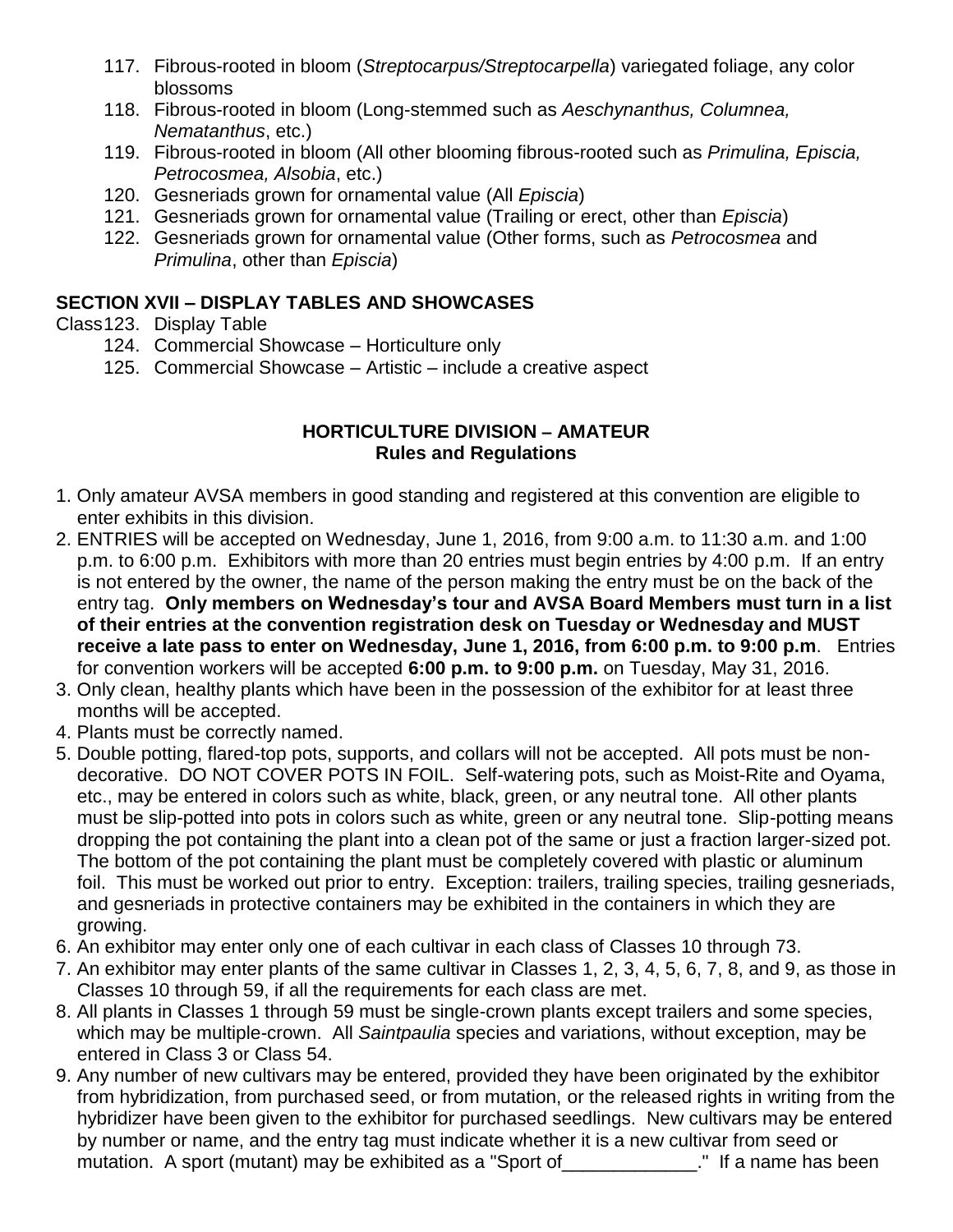117. Fibrous-rooted in bloom (*Streptocarpus/Streptocarpella*) variegated foliage, any color blossoms
118. Fibrous-rooted in bloom (Long-stemmed such as *Aeschynanthus, Columnea, Nematanthus*, etc.)
119. Fibrous-rooted in bloom (All other blooming fibrous-rooted such as *Primulina, Episcia, Petrocosmea, Alsobia*, etc.)
120. Gesneriads grown for ornamental value (All *Episcia*)
121. Gesneriads grown for ornamental value (Trailing or erect, other than *Episcia*)
122. Gesneriads grown for ornamental value (Other forms, such as *Petrocosmea* and *Primulina*, other than *Episcia*)

**SECTION XVII – DISPLAY TABLES AND SHOWCASES**

Class 123. Display Table
124. Commercial Showcase – Horticulture only
125. Commercial Showcase – Artistic – include a creative aspect

## HORTICULTURE DIVISION – AMATEUR
### Rules and Regulations

1. Only amateur AVSA members in good standing and registered at this convention are eligible to enter exhibits in this division.
2. ENTRIES will be accepted on Wednesday, June 1, 2016, from 9:00 a.m. to 11:30 a.m. and 1:00 p.m. to 6:00 p.m. Exhibitors with more than 20 entries must begin entries by 4:00 p.m. If an entry is not entered by the owner, the name of the person making the entry must be on the back of the entry tag. **Only members on Wednesday's tour and AVSA Board Members must turn in a list of their entries at the convention registration desk on Tuesday or Wednesday and MUST receive a late pass to enter on Wednesday, June 1, 2016, from 6:00 p.m. to 9:00 p.m**. Entries for convention workers will be accepted **6:00 p.m. to 9:00 p.m.** on Tuesday, May 31, 2016.
3. Only clean, healthy plants which have been in the possession of the exhibitor for at least three months will be accepted.
4. Plants must be correctly named.
5. Double potting, flared-top pots, supports, and collars will not be accepted. All pots must be non-decorative. DO NOT COVER POTS IN FOIL. Self-watering pots, such as Moist-Rite and Oyama, etc., may be entered in colors such as white, black, green, or any neutral tone. All other plants must be slip-potted into pots in colors such as white, green or any neutral tone. Slip-potting means dropping the pot containing the plant into a clean pot of the same or just a fraction larger-sized pot. The bottom of the pot containing the plant must be completely covered with plastic or aluminum foil. This must be worked out prior to entry. Exception: trailers, trailing species, trailing gesneriads, and gesneriads in protective containers may be exhibited in the containers in which they are growing.
6. An exhibitor may enter only one of each cultivar in each class of Classes 10 through 73.
7. An exhibitor may enter plants of the same cultivar in Classes 1, 2, 3, 4, 5, 6, 7, 8, and 9, as those in Classes 10 through 59, if all the requirements for each class are met.
8. All plants in Classes 1 through 59 must be single-crown plants except trailers and some species, which may be multiple-crown. All *Saintpaulia* species and variations, without exception, may be entered in Class 3 or Class 54.
9. Any number of new cultivars may be entered, provided they have been originated by the exhibitor from hybridization, from purchased seed, or from mutation, or the released rights in writing from the hybridizer have been given to the exhibitor for purchased seedlings. New cultivars may be entered by number or name, and the entry tag must indicate whether it is a new cultivar from seed or mutation. A sport (mutant) may be exhibited as a "Sport of_____________." If a name has been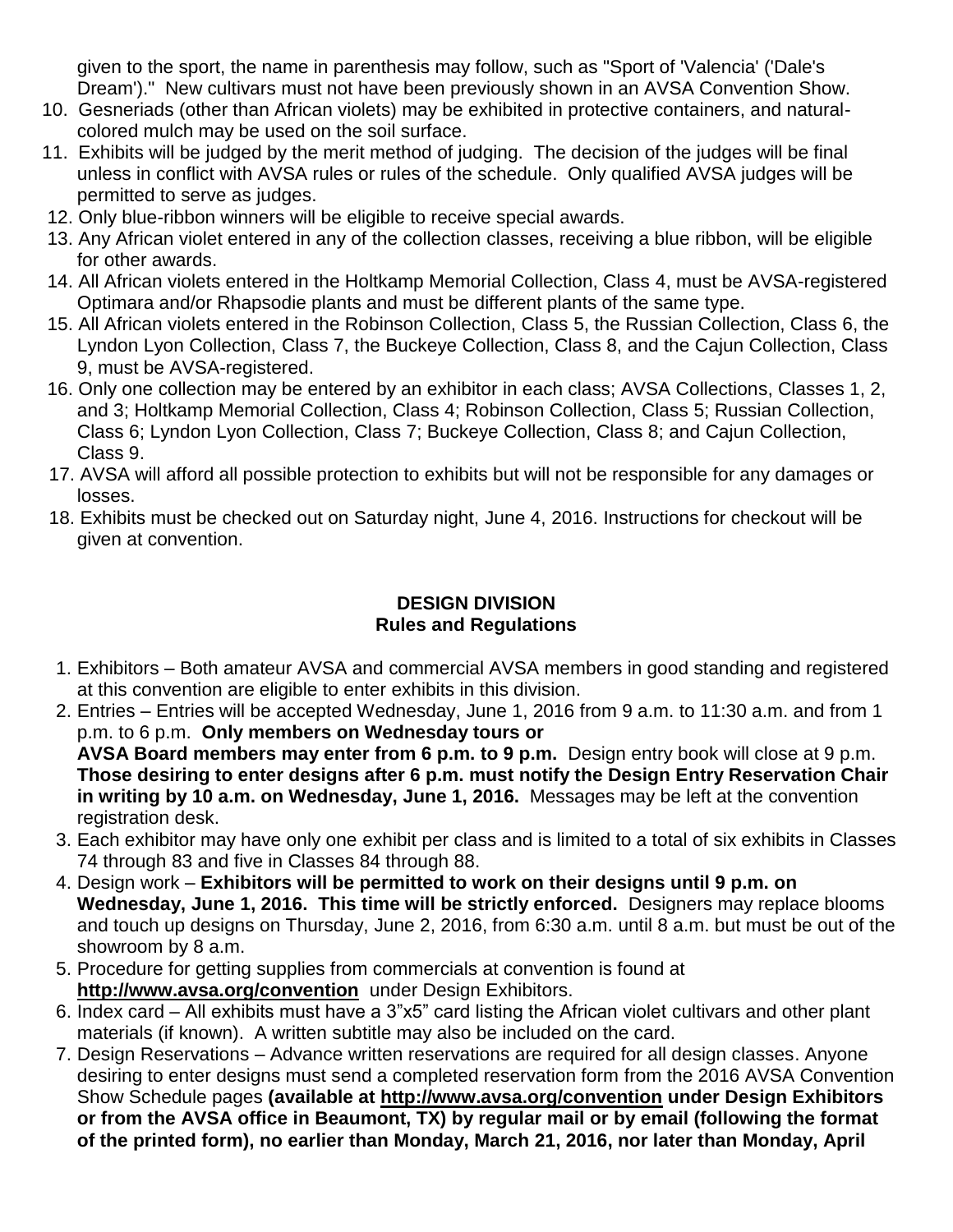given to the sport, the name in parenthesis may follow, such as "Sport of 'Valencia' ('Dale's Dream')." New cultivars must not have been previously shown in an AVSA Convention Show.

10. Gesneriads (other than African violets) may be exhibited in protective containers, and natural-colored mulch may be used on the soil surface.
11. Exhibits will be judged by the merit method of judging. The decision of the judges will be final unless in conflict with AVSA rules or rules of the schedule. Only qualified AVSA judges will be permitted to serve as judges.
12. Only blue-ribbon winners will be eligible to receive special awards.
13. Any African violet entered in any of the collection classes, receiving a blue ribbon, will be eligible for other awards.
14. All African violets entered in the Holtkamp Memorial Collection, Class 4, must be AVSA-registered Optimara and/or Rhapsodie plants and must be different plants of the same type.
15. All African violets entered in the Robinson Collection, Class 5, the Russian Collection, Class 6, the Lyndon Lyon Collection, Class 7, the Buckeye Collection, Class 8, and the Cajun Collection, Class 9, must be AVSA-registered.
16. Only one collection may be entered by an exhibitor in each class; AVSA Collections, Classes 1, 2, and 3; Holtkamp Memorial Collection, Class 4; Robinson Collection, Class 5; Russian Collection, Class 6; Lyndon Lyon Collection, Class 7; Buckeye Collection, Class 8; and Cajun Collection, Class 9.
17. AVSA will afford all possible protection to exhibits but will not be responsible for any damages or losses.
18. Exhibits must be checked out on Saturday night, June 4, 2016. Instructions for checkout will be given at convention.

## DESIGN DIVISION
### Rules and Regulations

1. Exhibitors – Both amateur AVSA and commercial AVSA members in good standing and registered at this convention are eligible to enter exhibits in this division.
2. Entries – Entries will be accepted Wednesday, June 1, 2016 from 9 a.m. to 11:30 a.m. and from 1 p.m. to 6 p.m. **Only members on Wednesday tours or AVSA Board members may enter from 6 p.m. to 9 p.m.** Design entry book will close at 9 p.m. **Those desiring to enter designs after 6 p.m. must notify the Design Entry Reservation Chair in writing by 10 a.m. on Wednesday, June 1, 2016.** Messages may be left at the convention registration desk.
3. Each exhibitor may have only one exhibit per class and is limited to a total of six exhibits in Classes 74 through 83 and five in Classes 84 through 88.
4. Design work – **Exhibitors will be permitted to work on their designs until 9 p.m. on Wednesday, June 1, 2016. This time will be strictly enforced.** Designers may replace blooms and touch up designs on Thursday, June 2, 2016, from 6:30 a.m. until 8 a.m. but must be out of the showroom by 8 a.m.
5. Procedure for getting supplies from commercials at convention is found at **http://www.avsa.org/convention** under Design Exhibitors.
6. Index card – All exhibits must have a 3"x5" card listing the African violet cultivars and other plant materials (if known). A written subtitle may also be included on the card.
7. Design Reservations – Advance written reservations are required for all design classes. Anyone desiring to enter designs must send a completed reservation form from the 2016 AVSA Convention Show Schedule pages **(available at http://www.avsa.org/convention under Design Exhibitors or from the AVSA office in Beaumont, TX) by regular mail or by email (following the format of the printed form), no earlier than Monday, March 21, 2016, nor later than Monday, April**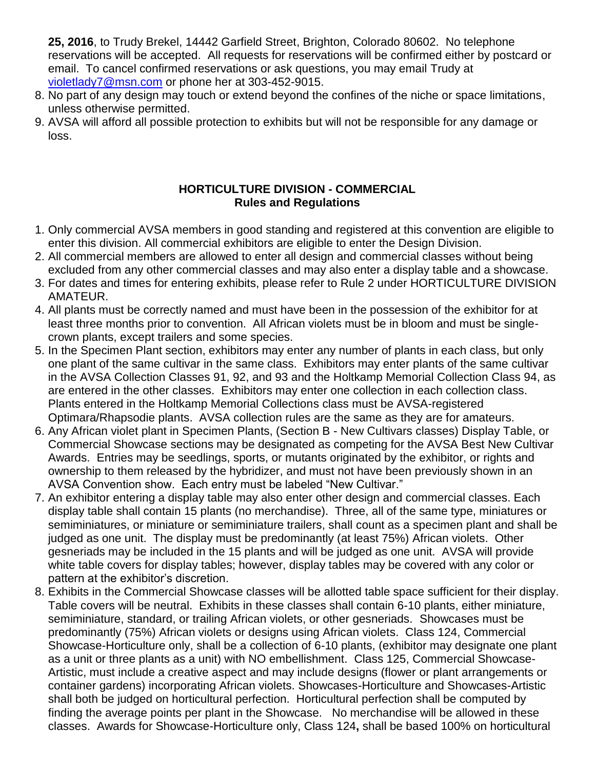**25, 2016**, to Trudy Brekel, 14442 Garfield Street, Brighton, Colorado 80602. No telephone reservations will be accepted. All requests for reservations will be confirmed either by postcard or email. To cancel confirmed reservations or ask questions, you may email Trudy at violetlady7@msn.com or phone her at 303-452-9015.

8. No part of any design may touch or extend beyond the confines of the niche or space limitations, unless otherwise permitted.
9. AVSA will afford all possible protection to exhibits but will not be responsible for any damage or loss.

## HORTICULTURE DIVISION - COMMERCIAL
## Rules and Regulations

1. Only commercial AVSA members in good standing and registered at this convention are eligible to enter this division. All commercial exhibitors are eligible to enter the Design Division.
2. All commercial members are allowed to enter all design and commercial classes without being excluded from any other commercial classes and may also enter a display table and a showcase.
3. For dates and times for entering exhibits, please refer to Rule 2 under HORTICULTURE DIVISION AMATEUR.
4. All plants must be correctly named and must have been in the possession of the exhibitor for at least three months prior to convention. All African violets must be in bloom and must be single-crown plants, except trailers and some species.
5. In the Specimen Plant section, exhibitors may enter any number of plants in each class, but only one plant of the same cultivar in the same class. Exhibitors may enter plants of the same cultivar in the AVSA Collection Classes 91, 92, and 93 and the Holtkamp Memorial Collection Class 94, as are entered in the other classes. Exhibitors may enter one collection in each collection class. Plants entered in the Holtkamp Memorial Collections class must be AVSA-registered Optimara/Rhapsodie plants. AVSA collection rules are the same as they are for amateurs.
6. Any African violet plant in Specimen Plants, (Section B - New Cultivars classes) Display Table, or Commercial Showcase sections may be designated as competing for the AVSA Best New Cultivar Awards. Entries may be seedlings, sports, or mutants originated by the exhibitor, or rights and ownership to them released by the hybridizer, and must not have been previously shown in an AVSA Convention show. Each entry must be labeled "New Cultivar."
7. An exhibitor entering a display table may also enter other design and commercial classes. Each display table shall contain 15 plants (no merchandise). Three, all of the same type, miniatures or semiminiatures, or miniature or semiminiature trailers, shall count as a specimen plant and shall be judged as one unit. The display must be predominantly (at least 75%) African violets. Other gesneriads may be included in the 15 plants and will be judged as one unit. AVSA will provide white table covers for display tables; however, display tables may be covered with any color or pattern at the exhibitor's discretion.
8. Exhibits in the Commercial Showcase classes will be allotted table space sufficient for their display. Table covers will be neutral. Exhibits in these classes shall contain 6-10 plants, either miniature, semiminiature, standard, or trailing African violets, or other gesneriads. Showcases must be predominantly (75%) African violets or designs using African violets. Class 124, Commercial Showcase-Horticulture only, shall be a collection of 6-10 plants, (exhibitor may designate one plant as a unit or three plants as a unit) with NO embellishment. Class 125, Commercial Showcase-Artistic, must include a creative aspect and may include designs (flower or plant arrangements or container gardens) incorporating African violets. Showcases-Horticulture and Showcases-Artistic shall both be judged on horticultural perfection. Horticultural perfection shall be computed by finding the average points per plant in the Showcase. No merchandise will be allowed in these classes. Awards for Showcase-Horticulture only, Class 124**,** shall be based 100% on horticultural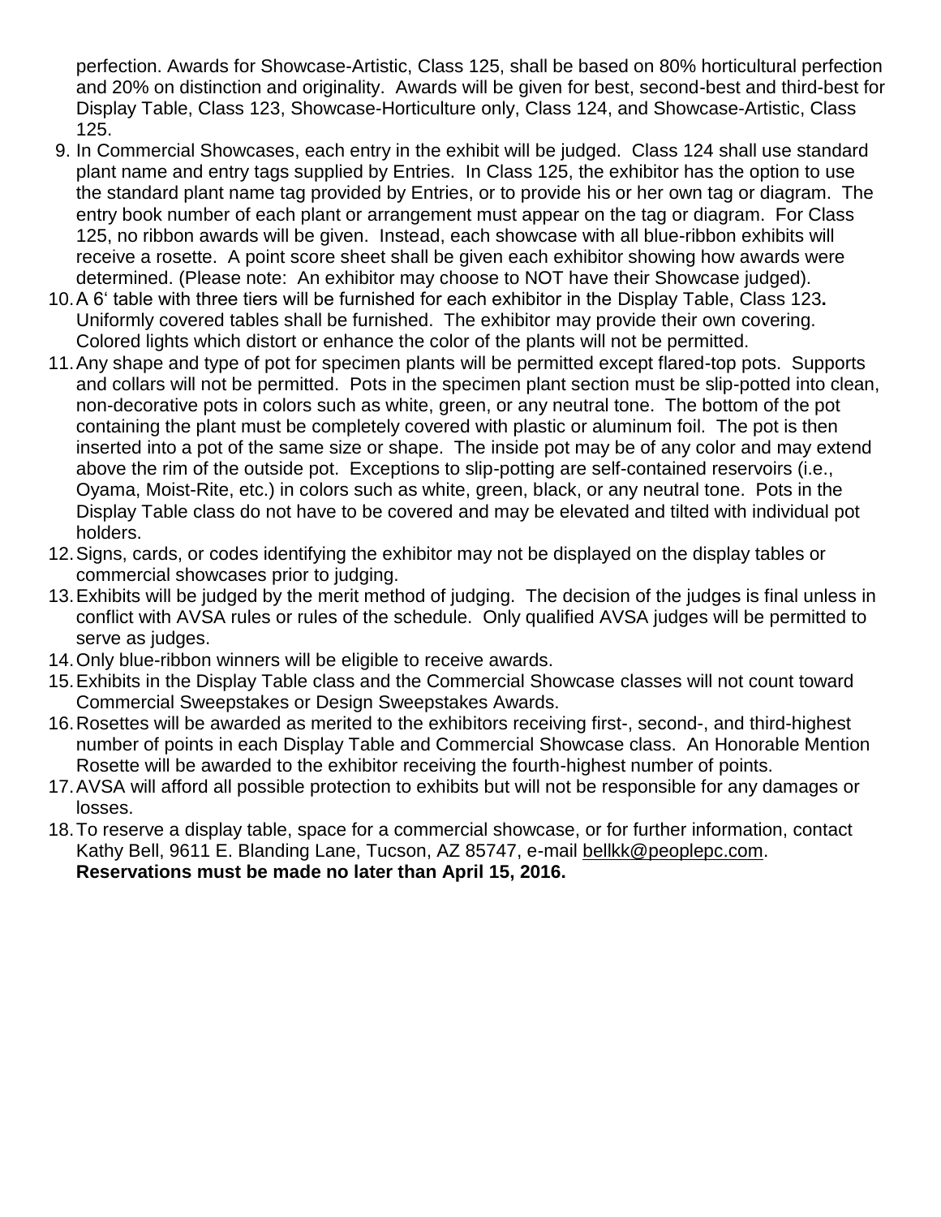perfection. Awards for Showcase-Artistic, Class 125, shall be based on 80% horticultural perfection and 20% on distinction and originality. Awards will be given for best, second-best and third-best for Display Table, Class 123, Showcase-Horticulture only, Class 124, and Showcase-Artistic, Class 125.

9. In Commercial Showcases, each entry in the exhibit will be judged. Class 124 shall use standard plant name and entry tags supplied by Entries. In Class 125, the exhibitor has the option to use the standard plant name tag provided by Entries, or to provide his or her own tag or diagram. The entry book number of each plant or arrangement must appear on the tag or diagram. For Class 125, no ribbon awards will be given. Instead, each showcase with all blue-ribbon exhibits will receive a rosette. A point score sheet shall be given each exhibitor showing how awards were determined. (Please note: An exhibitor may choose to NOT have their Showcase judged).
10. A 6' table with three tiers will be furnished for each exhibitor in the Display Table, Class 123**.** Uniformly covered tables shall be furnished. The exhibitor may provide their own covering. Colored lights which distort or enhance the color of the plants will not be permitted.
11. Any shape and type of pot for specimen plants will be permitted except flared-top pots. Supports and collars will not be permitted. Pots in the specimen plant section must be slip-potted into clean, non-decorative pots in colors such as white, green, or any neutral tone. The bottom of the pot containing the plant must be completely covered with plastic or aluminum foil. The pot is then inserted into a pot of the same size or shape. The inside pot may be of any color and may extend above the rim of the outside pot. Exceptions to slip-potting are self-contained reservoirs (i.e., Oyama, Moist-Rite, etc.) in colors such as white, green, black, or any neutral tone. Pots in the Display Table class do not have to be covered and may be elevated and tilted with individual pot holders.
12. Signs, cards, or codes identifying the exhibitor may not be displayed on the display tables or commercial showcases prior to judging.
13. Exhibits will be judged by the merit method of judging. The decision of the judges is final unless in conflict with AVSA rules or rules of the schedule. Only qualified AVSA judges will be permitted to serve as judges.
14. Only blue-ribbon winners will be eligible to receive awards.
15. Exhibits in the Display Table class and the Commercial Showcase classes will not count toward Commercial Sweepstakes or Design Sweepstakes Awards.
16. Rosettes will be awarded as merited to the exhibitors receiving first-, second-, and third-highest number of points in each Display Table and Commercial Showcase class. An Honorable Mention Rosette will be awarded to the exhibitor receiving the fourth-highest number of points.
17. AVSA will afford all possible protection to exhibits but will not be responsible for any damages or losses.
18. To reserve a display table, space for a commercial showcase, or for further information, contact Kathy Bell, 9611 E. Blanding Lane, Tucson, AZ 85747, e-mail bellkk@peoplepc.com.
    **Reservations must be made no later than April 15, 2016.**